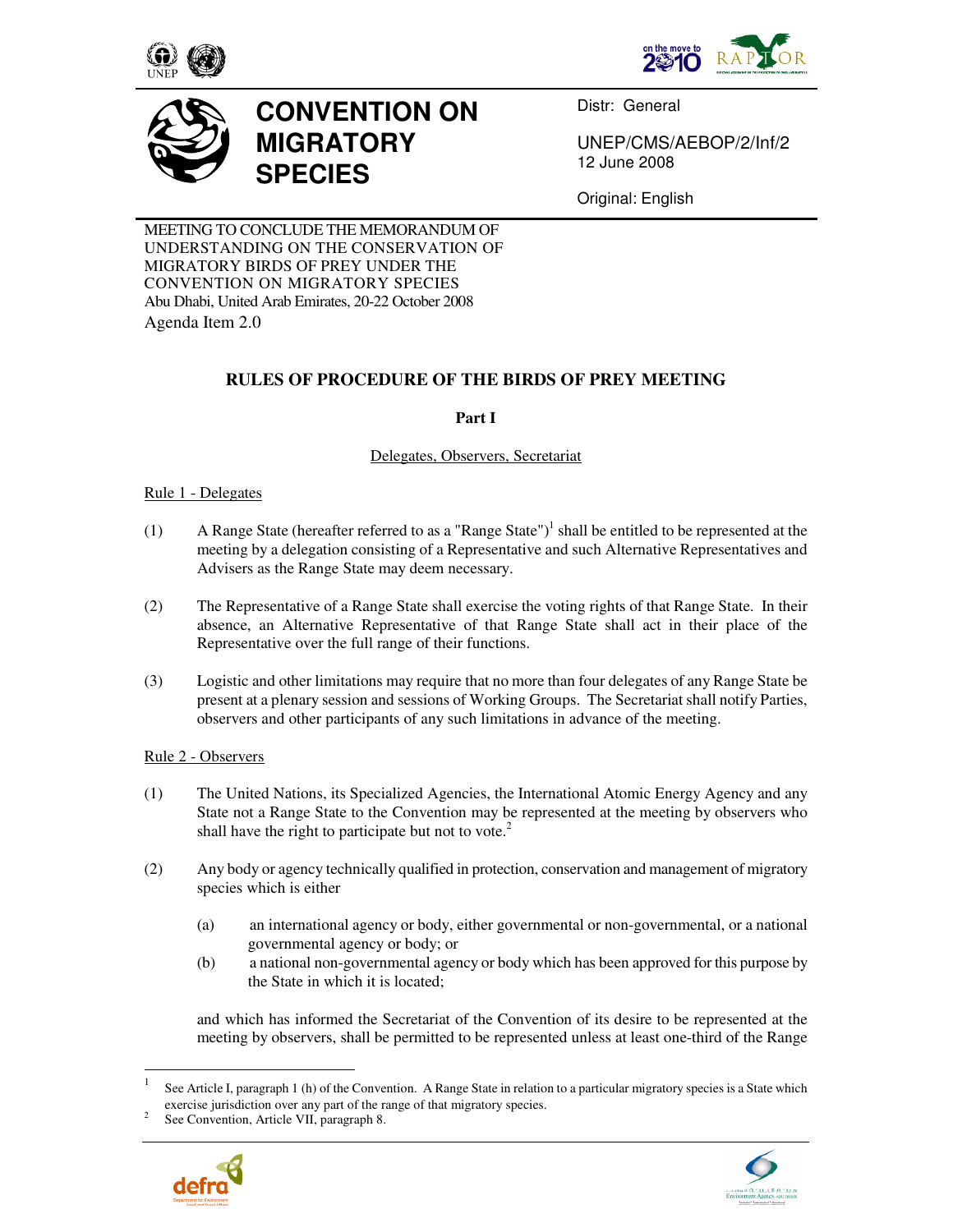# CONVENTION ON MIGRATORY SPECIES

Distr: General

UNEP/CMS/AEBOP/2/Inf/2
12 June 2008

Original: English

MEETING TO CONCLUDE THE MEMORANDUM OF UNDERSTANDING ON THE CONSERVATION OF MIGRATORY BIRDS OF PREY UNDER THE CONVENTION ON MIGRATORY SPECIES
Abu Dhabi, United Arab Emirates, 20-22 October 2008
Agenda Item 2.0

## RULES OF PROCEDURE OF THE BIRDS OF PREY MEETING

### Part I

Delegates, Observers, Secretariat

Rule 1 - Delegates

(1) A Range State (hereafter referred to as a "Range State")[1] shall be entitled to be represented at the meeting by a delegation consisting of a Representative and such Alternative Representatives and Advisers as the Range State may deem necessary.

(2) The Representative of a Range State shall exercise the voting rights of that Range State. In their absence, an Alternative Representative of that Range State shall act in their place of the Representative over the full range of their functions.

(3) Logistic and other limitations may require that no more than four delegates of any Range State be present at a plenary session and sessions of Working Groups. The Secretariat shall notify Parties, observers and other participants of any such limitations in advance of the meeting.

Rule 2 - Observers

(1) The United Nations, its Specialized Agencies, the International Atomic Energy Agency and any State not a Range State to the Convention may be represented at the meeting by observers who shall have the right to participate but not to vote.[2]

(2) Any body or agency technically qualified in protection, conservation and management of migratory species which is either

   (a) an international agency or body, either governmental or non-governmental, or a national governmental agency or body; or
   
   (b) a national non-governmental agency or body which has been approved for this purpose by the State in which it is located;

   and which has informed the Secretariat of the Convention of its desire to be represented at the meeting by observers, shall be permitted to be represented unless at least one-third of the Range

---

[1] See Article I, paragraph 1 (h) of the Convention. A Range State in relation to a particular migratory species is a State which exercise jurisdiction over any part of the range of that migratory species.

[2] See Convention, Article VII, paragraph 8.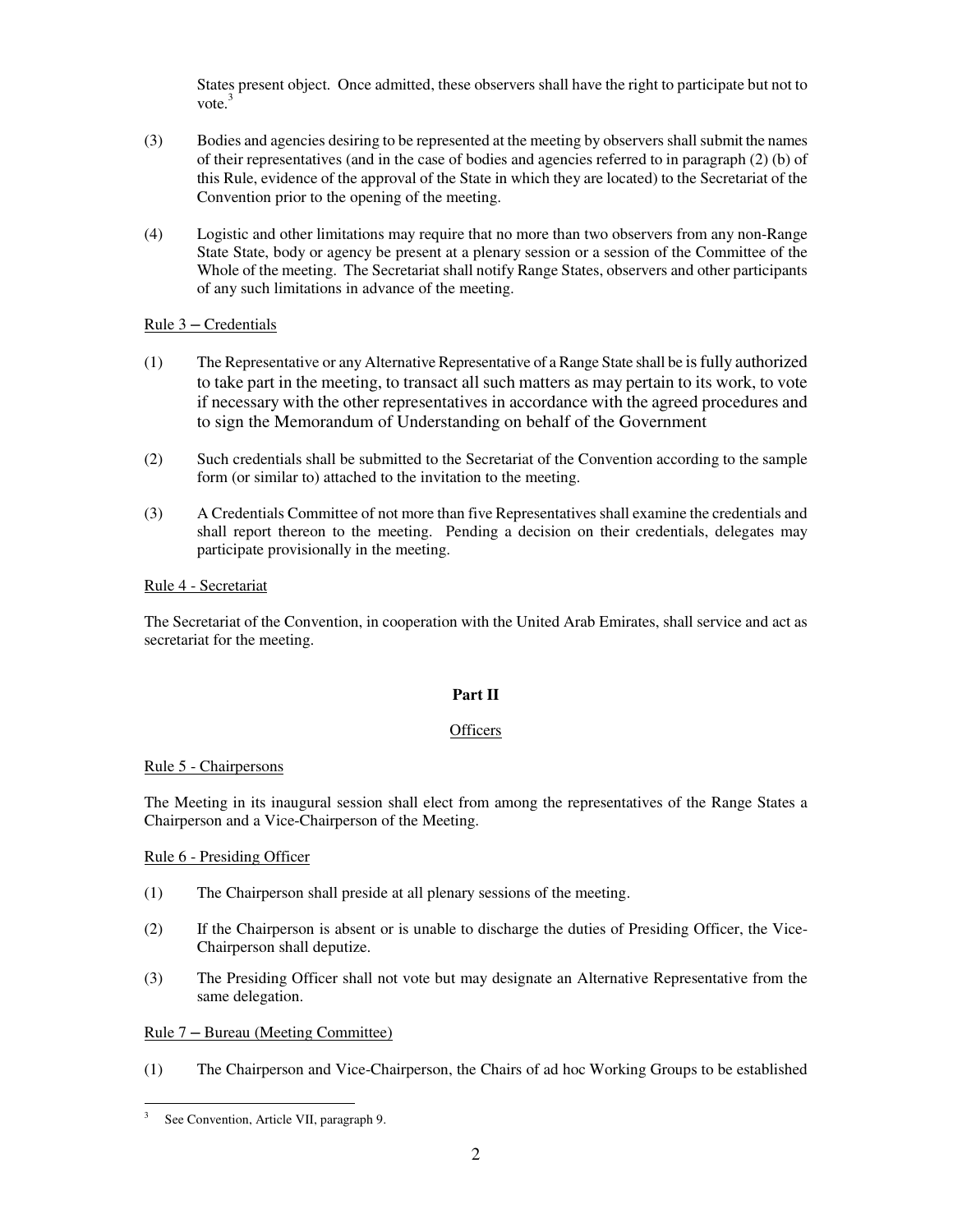States present object. Once admitted, these observers shall have the right to participate but not to vote.[3]

(3) Bodies and agencies desiring to be represented at the meeting by observers shall submit the names of their representatives (and in the case of bodies and agencies referred to in paragraph (2) (b) of this Rule, evidence of the approval of the State in which they are located) to the Secretariat of the Convention prior to the opening of the meeting.

(4) Logistic and other limitations may require that no more than two observers from any non-Range State State, body or agency be present at a plenary session or a session of the Committee of the Whole of the meeting. The Secretariat shall notify Range States, observers and other participants of any such limitations in advance of the meeting.

Rule 3 – Credentials

(1) The Representative or any Alternative Representative of a Range State shall be is fully authorized to take part in the meeting, to transact all such matters as may pertain to its work, to vote if necessary with the other representatives in accordance with the agreed procedures and to sign the Memorandum of Understanding on behalf of the Government

(2) Such credentials shall be submitted to the Secretariat of the Convention according to the sample form (or similar to) attached to the invitation to the meeting.

(3) A Credentials Committee of not more than five Representatives shall examine the credentials and shall report thereon to the meeting. Pending a decision on their credentials, delegates may participate provisionally in the meeting.

Rule 4 - Secretariat

The Secretariat of the Convention, in cooperation with the United Arab Emirates, shall service and act as secretariat for the meeting.

## Part II

### Officers

Rule 5 - Chairpersons

The Meeting in its inaugural session shall elect from among the representatives of the Range States a Chairperson and a Vice-Chairperson of the Meeting.

Rule 6 - Presiding Officer

(1) The Chairperson shall preside at all plenary sessions of the meeting.

(2) If the Chairperson is absent or is unable to discharge the duties of Presiding Officer, the Vice-Chairperson shall deputize.

(3) The Presiding Officer shall not vote but may designate an Alternative Representative from the same delegation.

Rule 7 – Bureau (Meeting Committee)

(1) The Chairperson and Vice-Chairperson, the Chairs of ad hoc Working Groups to be established

---

[3] See Convention, Article VII, paragraph 9.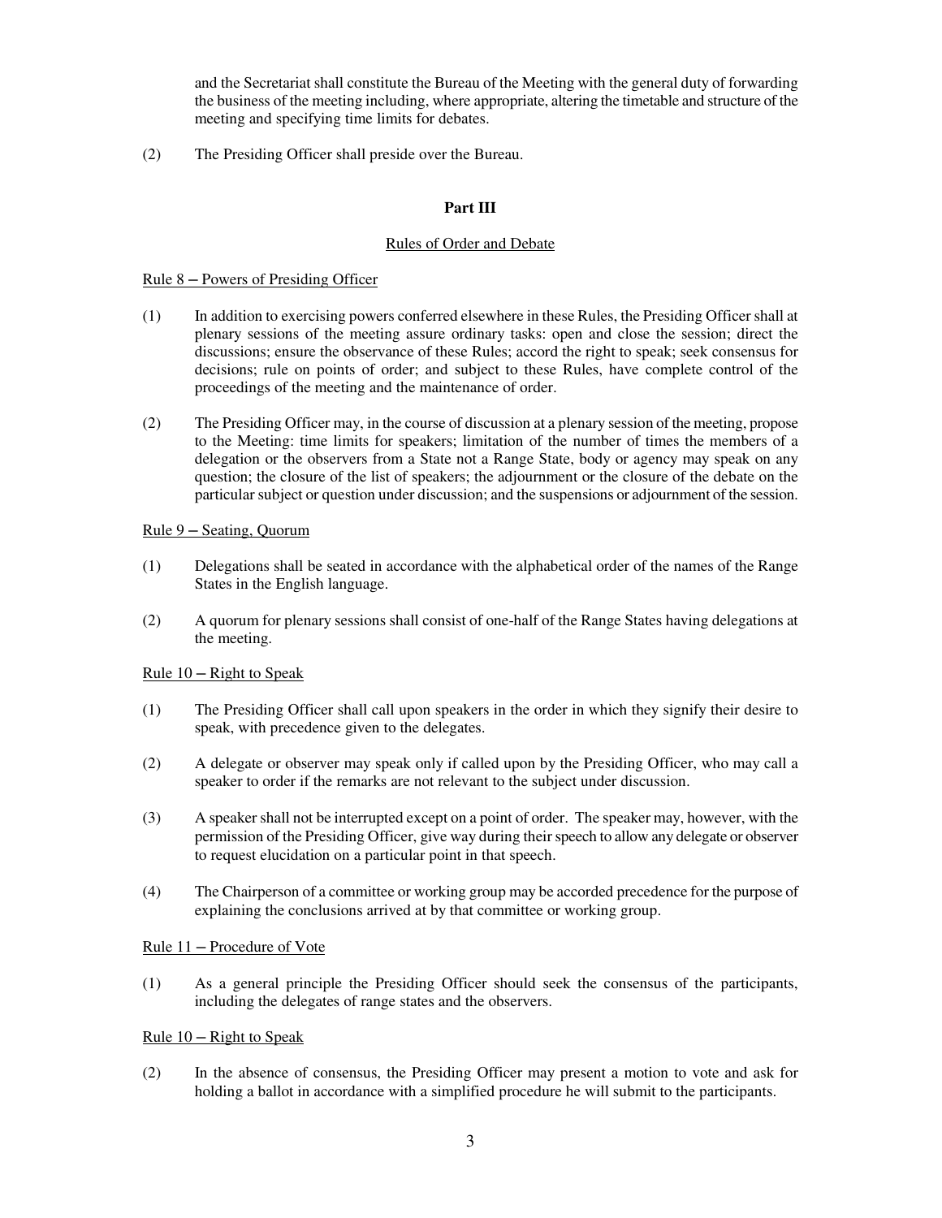and the Secretariat shall constitute the Bureau of the Meeting with the general duty of forwarding the business of the meeting including, where appropriate, altering the timetable and structure of the meeting and specifying time limits for debates.

(2) The Presiding Officer shall preside over the Bureau.

## Part III

### Rules of Order and Debate

Rule 8 – Powers of Presiding Officer

(1) In addition to exercising powers conferred elsewhere in these Rules, the Presiding Officer shall at plenary sessions of the meeting assure ordinary tasks: open and close the session; direct the discussions; ensure the observance of these Rules; accord the right to speak; seek consensus for decisions; rule on points of order; and subject to these Rules, have complete control of the proceedings of the meeting and the maintenance of order.

(2) The Presiding Officer may, in the course of discussion at a plenary session of the meeting, propose to the Meeting: time limits for speakers; limitation of the number of times the members of a delegation or the observers from a State not a Range State, body or agency may speak on any question; the closure of the list of speakers; the adjournment or the closure of the debate on the particular subject or question under discussion; and the suspensions or adjournment of the session.

Rule 9 – Seating, Quorum

(1) Delegations shall be seated in accordance with the alphabetical order of the names of the Range States in the English language.

(2) A quorum for plenary sessions shall consist of one-half of the Range States having delegations at the meeting.

Rule 10 – Right to Speak

(1) The Presiding Officer shall call upon speakers in the order in which they signify their desire to speak, with precedence given to the delegates.

(2) A delegate or observer may speak only if called upon by the Presiding Officer, who may call a speaker to order if the remarks are not relevant to the subject under discussion.

(3) A speaker shall not be interrupted except on a point of order. The speaker may, however, with the permission of the Presiding Officer, give way during their speech to allow any delegate or observer to request elucidation on a particular point in that speech.

(4) The Chairperson of a committee or working group may be accorded precedence for the purpose of explaining the conclusions arrived at by that committee or working group.

Rule 11 – Procedure of Vote

(1) As a general principle the Presiding Officer should seek the consensus of the participants, including the delegates of range states and the observers.

Rule 10 – Right to Speak

(2) In the absence of consensus, the Presiding Officer may present a motion to vote and ask for holding a ballot in accordance with a simplified procedure he will submit to the participants.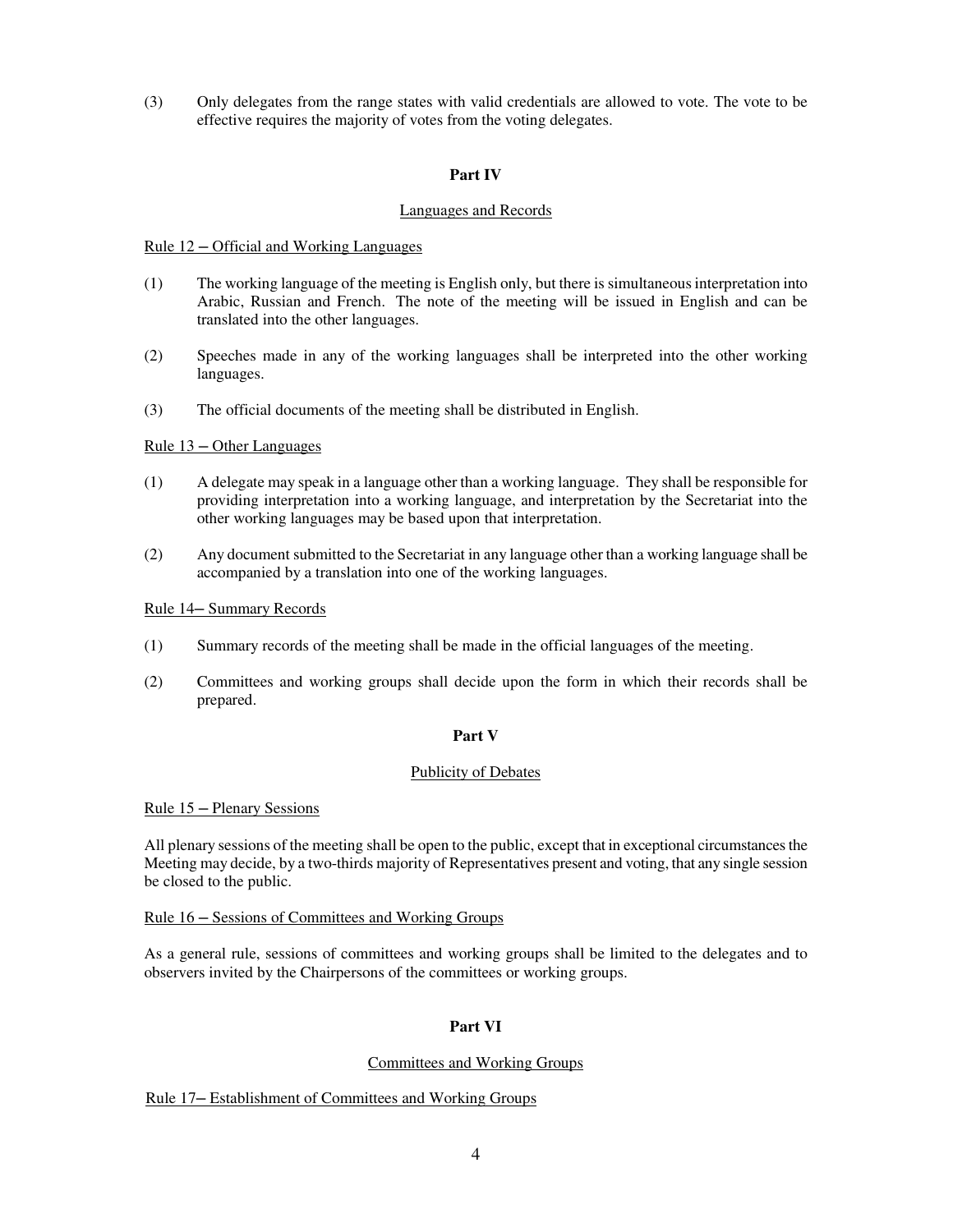(3) Only delegates from the range states with valid credentials are allowed to vote. The vote to be effective requires the majority of votes from the voting delegates.

## Part IV

### Languages and Records

Rule 12 – Official and Working Languages

(1) The working language of the meeting is English only, but there is simultaneous interpretation into Arabic, Russian and French. The note of the meeting will be issued in English and can be translated into the other languages.

(2) Speeches made in any of the working languages shall be interpreted into the other working languages.

(3) The official documents of the meeting shall be distributed in English.

Rule 13 – Other Languages

(1) A delegate may speak in a language other than a working language. They shall be responsible for providing interpretation into a working language, and interpretation by the Secretariat into the other working languages may be based upon that interpretation.

(2) Any document submitted to the Secretariat in any language other than a working language shall be accompanied by a translation into one of the working languages.

Rule 14– Summary Records

(1) Summary records of the meeting shall be made in the official languages of the meeting.

(2) Committees and working groups shall decide upon the form in which their records shall be prepared.

## Part V

### Publicity of Debates

Rule 15 – Plenary Sessions

All plenary sessions of the meeting shall be open to the public, except that in exceptional circumstances the Meeting may decide, by a two-thirds majority of Representatives present and voting, that any single session be closed to the public.

Rule 16 – Sessions of Committees and Working Groups

As a general rule, sessions of committees and working groups shall be limited to the delegates and to observers invited by the Chairpersons of the committees or working groups.

## Part VI

### Committees and Working Groups

Rule 17– Establishment of Committees and Working Groups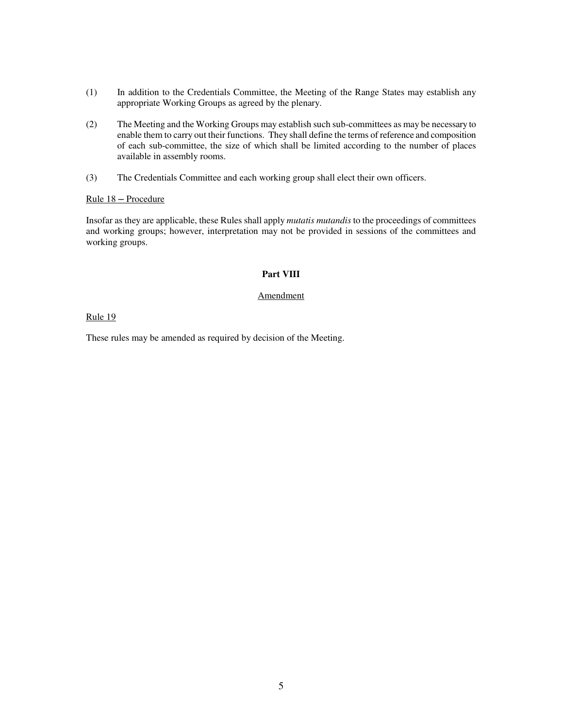(1) In addition to the Credentials Committee, the Meeting of the Range States may establish any appropriate Working Groups as agreed by the plenary.

(2) The Meeting and the Working Groups may establish such sub-committees as may be necessary to enable them to carry out their functions. They shall define the terms of reference and composition of each sub-committee, the size of which shall be limited according to the number of places available in assembly rooms.

(3) The Credentials Committee and each working group shall elect their own officers.

Rule 18 – Procedure

Insofar as they are applicable, these Rules shall apply *mutatis mutandis* to the proceedings of committees and working groups; however, interpretation may not be provided in sessions of the committees and working groups.

**Part VIII**

Amendment

Rule 19

These rules may be amended as required by decision of the Meeting.